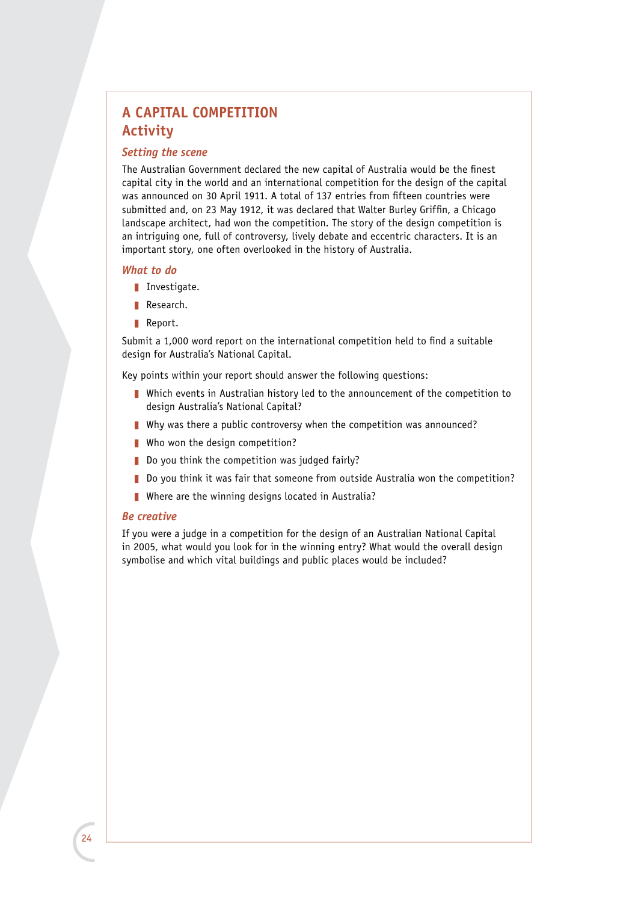# A CAPITAL COMPETITION
## Activity

### *Setting the scene*

The Australian Government declared the new capital of Australia would be the finest capital city in the world and an international competition for the design of the capital was announced on 30 April 1911. A total of 137 entries from fifteen countries were submitted and, on 23 May 1912, it was declared that Walter Burley Griffin, a Chicago landscape architect, had won the competition. The story of the design competition is an intriguing one, full of controversy, lively debate and eccentric characters. It is an important story, one often overlooked in the history of Australia.

### *What to do*

- Investigate.
- Research.
- Report.

Submit a 1,000 word report on the international competition held to find a suitable design for Australia's National Capital.

Key points within your report should answer the following questions:

- Which events in Australian history led to the announcement of the competition to design Australia's National Capital?
- Why was there a public controversy when the competition was announced?
- Who won the design competition?
- Do you think the competition was judged fairly?
- Do you think it was fair that someone from outside Australia won the competition?
- Where are the winning designs located in Australia?

### *Be creative*

If you were a judge in a competition for the design of an Australian National Capital in 2005, what would you look for in the winning entry? What would the overall design symbolise and which vital buildings and public places would be included?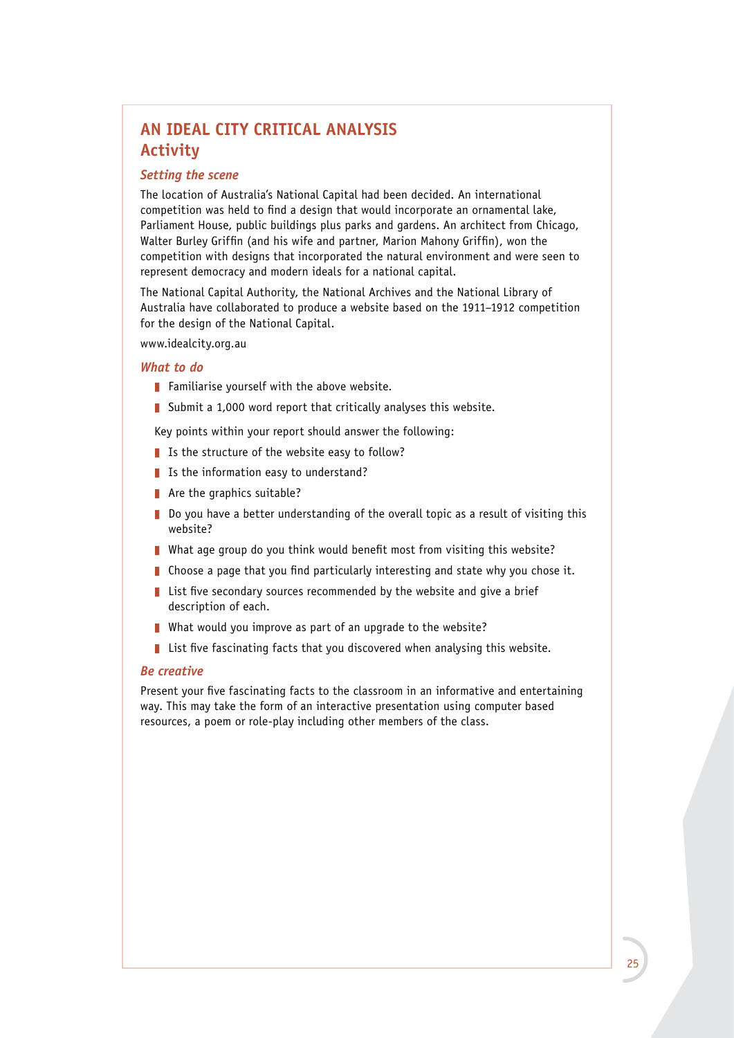# AN IDEAL CITY CRITICAL ANALYSIS

## Activity

### *Setting the scene*

The location of Australia's National Capital had been decided. An international competition was held to find a design that would incorporate an ornamental lake, Parliament House, public buildings plus parks and gardens. An architect from Chicago, Walter Burley Griffin (and his wife and partner, Marion Mahony Griffin), won the competition with designs that incorporated the natural environment and were seen to represent democracy and modern ideals for a national capital.

The National Capital Authority, the National Archives and the National Library of Australia have collaborated to produce a website based on the 1911–1912 competition for the design of the National Capital.

www.idealcity.org.au

### *What to do*

- Familiarise yourself with the above website.
- Submit a 1,000 word report that critically analyses this website.

Key points within your report should answer the following:

- Is the structure of the website easy to follow?
- Is the information easy to understand?
- Are the graphics suitable?
- Do you have a better understanding of the overall topic as a result of visiting this website?
- What age group do you think would benefit most from visiting this website?
- Choose a page that you find particularly interesting and state why you chose it.
- List five secondary sources recommended by the website and give a brief description of each.
- What would you improve as part of an upgrade to the website?
- List five fascinating facts that you discovered when analysing this website.

### *Be creative*

Present your five fascinating facts to the classroom in an informative and entertaining way. This may take the form of an interactive presentation using computer based resources, a poem or role-play including other members of the class.